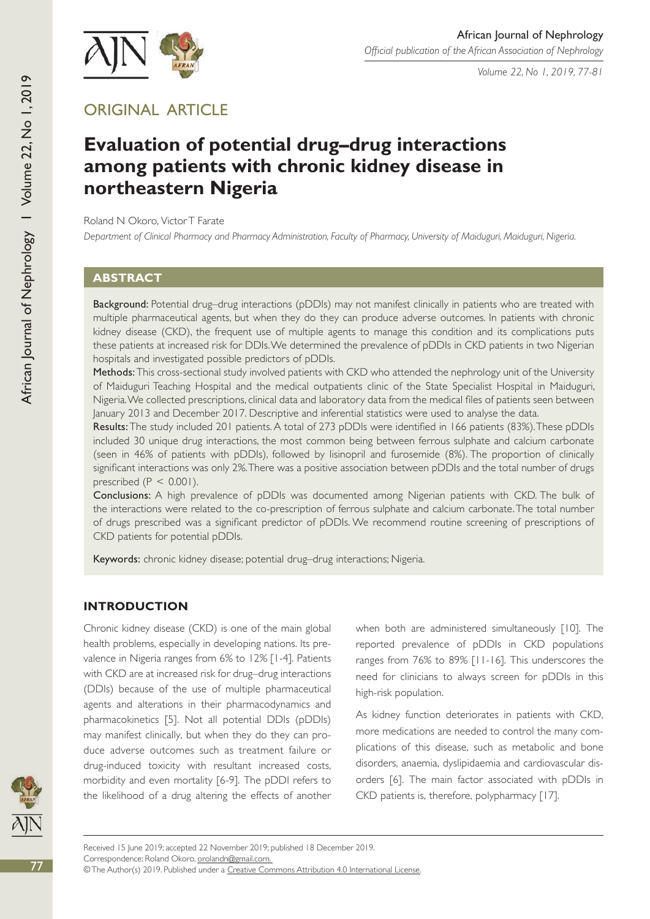ORIGINAL ARTICLE

# Evaluation of potential drug–drug interactions among patients with chronic kidney disease in northeastern Nigeria

Roland N Okoro, Victor T Farate

*Department of Clinical Pharmacy and Pharmacy Administration, Faculty of Pharmacy, University of Maiduguri, Maiduguri, Nigeria.*

## ABSTRACT

**Background:** Potential drug–drug interactions (pDDIs) may not manifest clinically in patients who are treated with multiple pharmaceutical agents, but when they do they can produce adverse outcomes. In patients with chronic kidney disease (CKD), the frequent use of multiple agents to manage this condition and its complications puts these patients at increased risk for DDIs. We determined the prevalence of pDDIs in CKD patients in two Nigerian hospitals and investigated possible predictors of pDDIs.

**Methods:** This cross-sectional study involved patients with CKD who attended the nephrology unit of the University of Maiduguri Teaching Hospital and the medical outpatients clinic of the State Specialist Hospital in Maiduguri, Nigeria. We collected prescriptions, clinical data and laboratory data from the medical files of patients seen between January 2013 and December 2017. Descriptive and inferential statistics were used to analyse the data.

**Results:** The study included 201 patients. A total of 273 pDDIs were identified in 166 patients (83%). These pDDIs included 30 unique drug interactions, the most common being between ferrous sulphate and calcium carbonate (seen in 46% of patients with pDDIs), followed by lisinopril and furosemide (8%). The proportion of clinically significant interactions was only 2%. There was a positive association between pDDIs and the total number of drugs prescribed ($P < 0.001$).

**Conclusions:** A high prevalence of pDDIs was documented among Nigerian patients with CKD. The bulk of the interactions were related to the co-prescription of ferrous sulphate and calcium carbonate. The total number of drugs prescribed was a significant predictor of pDDIs. We recommend routine screening of prescriptions of CKD patients for potential pDDIs.

**Keywords:** chronic kidney disease; potential drug–drug interactions; Nigeria.

## INTRODUCTION

Chronic kidney disease (CKD) is one of the main global health problems, especially in developing nations. Its prevalence in Nigeria ranges from 6% to 12% [1-4]. Patients with CKD are at increased risk for drug–drug interactions (DDIs) because of the use of multiple pharmaceutical agents and alterations in their pharmacodynamics and pharmacokinetics [5]. Not all potential DDIs (pDDIs) may manifest clinically, but when they do they can produce adverse outcomes such as treatment failure or drug-induced toxicity with resultant increased costs, morbidity and even mortality [6-9]. The pDDI refers to the likelihood of a drug altering the effects of another when both are administered simultaneously [10]. The reported prevalence of pDDIs in CKD populations ranges from 76% to 89% [11-16]. This underscores the need for clinicians to always screen for pDDIs in this high-risk population.

As kidney function deteriorates in patients with CKD, more medications are needed to control the many complications of this disease, such as metabolic and bone disorders, anaemia, dyslipidaemia and cardiovascular disorders [6]. The main factor associated with pDDIs in CKD patients is, therefore, polypharmacy [17].

Received 15 June 2019; accepted 22 November 2019; published 18 December 2019.

Correspondence: Roland Okoro, orolandn@gmail.com.

© The Author(s) 2019. Published under a Creative Commons Attribution 4.0 International License.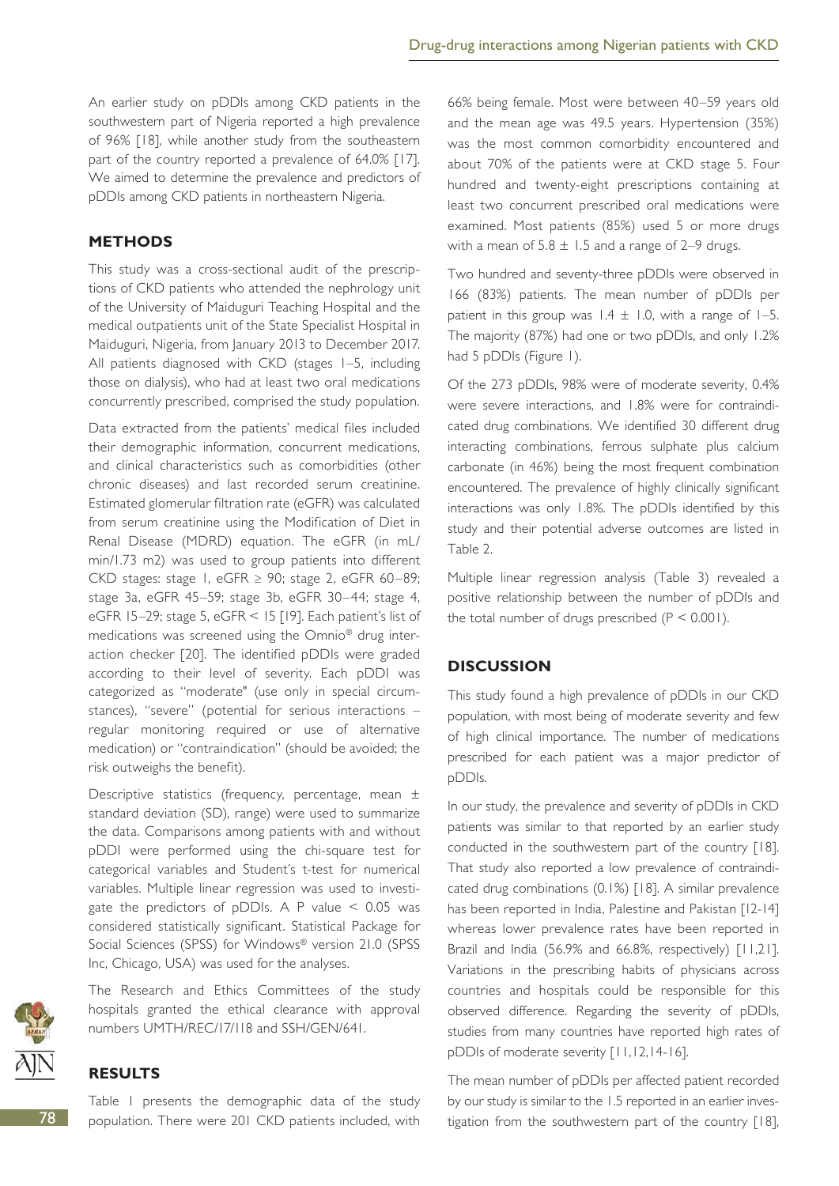An earlier study on pDDIs among CKD patients in the southwestern part of Nigeria reported a high prevalence of 96% [18], while another study from the southeastern part of the country reported a prevalence of 64.0% [17]. We aimed to determine the prevalence and predictors of pDDIs among CKD patients in northeastern Nigeria.

## METHODS

This study was a cross-sectional audit of the prescriptions of CKD patients who attended the nephrology unit of the University of Maiduguri Teaching Hospital and the medical outpatients unit of the State Specialist Hospital in Maiduguri, Nigeria, from January 2013 to December 2017. All patients diagnosed with CKD (stages 1–5, including those on dialysis), who had at least two oral medications concurrently prescribed, comprised the study population.

Data extracted from the patients' medical files included their demographic information, concurrent medications, and clinical characteristics such as comorbidities (other chronic diseases) and last recorded serum creatinine. Estimated glomerular filtration rate (eGFR) was calculated from serum creatinine using the Modification of Diet in Renal Disease (MDRD) equation. The eGFR (in mL/min/1.73 m2) was used to group patients into different CKD stages: stage 1, eGFR ≥ 90; stage 2, eGFR 60–89; stage 3a, eGFR 45–59; stage 3b, eGFR 30–44; stage 4, eGFR 15–29; stage 5, eGFR < 15 [19]. Each patient's list of medications was screened using the Omnio® drug interaction checker [20]. The identified pDDIs were graded according to their level of severity. Each pDDI was categorized as "moderate" (use only in special circumstances), "severe" (potential for serious interactions – regular monitoring required or use of alternative medication) or "contraindication" (should be avoided; the risk outweighs the benefit).

Descriptive statistics (frequency, percentage, mean ± standard deviation (SD), range) were used to summarize the data. Comparisons among patients with and without pDDI were performed using the chi-square test for categorical variables and Student's t-test for numerical variables. Multiple linear regression was used to investigate the predictors of pDDIs. A P value < 0.05 was considered statistically significant. Statistical Package for Social Sciences (SPSS) for Windows® version 21.0 (SPSS Inc, Chicago, USA) was used for the analyses.

The Research and Ethics Committees of the study hospitals granted the ethical clearance with approval numbers UMTH/REC/17/118 and SSH/GEN/641.

## RESULTS

Table 1 presents the demographic data of the study population. There were 201 CKD patients included, with 66% being female. Most were between 40–59 years old and the mean age was 49.5 years. Hypertension (35%) was the most common comorbidity encountered and about 70% of the patients were at CKD stage 5. Four hundred and twenty-eight prescriptions containing at least two concurrent prescribed oral medications were examined. Most patients (85%) used 5 or more drugs with a mean of 5.8 ± 1.5 and a range of 2–9 drugs.

Two hundred and seventy-three pDDIs were observed in 166 (83%) patients. The mean number of pDDIs per patient in this group was 1.4 ± 1.0, with a range of 1–5. The majority (87%) had one or two pDDIs, and only 1.2% had 5 pDDIs (Figure 1).

Of the 273 pDDIs, 98% were of moderate severity, 0.4% were severe interactions, and 1.8% were for contraindicated drug combinations. We identified 30 different drug interacting combinations, ferrous sulphate plus calcium carbonate (in 46%) being the most frequent combination encountered. The prevalence of highly clinically significant interactions was only 1.8%. The pDDIs identified by this study and their potential adverse outcomes are listed in Table 2.

Multiple linear regression analysis (Table 3) revealed a positive relationship between the number of pDDIs and the total number of drugs prescribed ($P < 0.001$).

## DISCUSSION

This study found a high prevalence of pDDIs in our CKD population, with most being of moderate severity and few of high clinical importance. The number of medications prescribed for each patient was a major predictor of pDDIs.

In our study, the prevalence and severity of pDDIs in CKD patients was similar to that reported by an earlier study conducted in the southwestern part of the country [18]. That study also reported a low prevalence of contraindicated drug combinations (0.1%) [18]. A similar prevalence has been reported in India, Palestine and Pakistan [12-14] whereas lower prevalence rates have been reported in Brazil and India (56.9% and 66.8%, respectively) [11,21]. Variations in the prescribing habits of physicians across countries and hospitals could be responsible for this observed difference. Regarding the severity of pDDIs, studies from many countries have reported high rates of pDDIs of moderate severity [11,12,14-16].

The mean number of pDDIs per affected patient recorded by our study is similar to the 1.5 reported in an earlier investigation from the southwestern part of the country [18],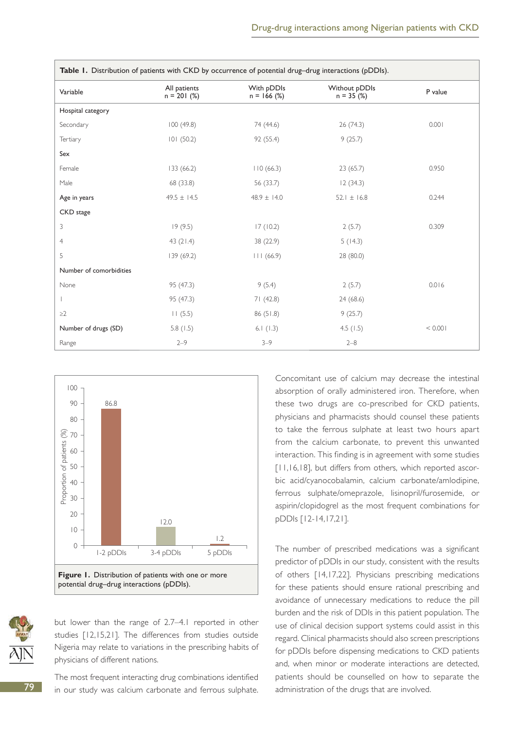**Table 1.** Distribution of patients with CKD by occurrence of potential drug–drug interactions (pDDIs).

| Variable | All patients n = 201 (%) | With pDDIs n = 166 (%) | Without pDDIs n = 35 (%) | P value |
|---|---|---|---|---|
| Hospital category | | | | |
| Secondary | 100 (49.8) | 74 (44.6) | 26 (74.3) | 0.001 |
| Tertiary | 101 (50.2) | 92 (55.4) | 9 (25.7) | |
| Sex | | | | |
| Female | 133 (66.2) | 110 (66.3) | 23 (65.7) | 0.950 |
| Male | 68 (33.8) | 56 (33.7) | 12 (34.3) | |
| Age in years | 49.5 ± 14.5 | 48.9 ± 14.0 | 52.1 ± 16.8 | 0.244 |
| CKD stage | | | | |
| 3 | 19 (9.5) | 17 (10.2) | 2 (5.7) | 0.309 |
| 4 | 43 (21.4) | 38 (22.9) | 5 (14.3) | |
| 5 | 139 (69.2) | 111 (66.9) | 28 (80.0) | |
| Number of comorbidities | | | | |
| None | 95 (47.3) | 9 (5.4) | 2 (5.7) | 0.016 |
| 1 | 95 (47.3) | 71 (42.8) | 24 (68.6) | |
| ≥2 | 11 (5.5) | 86 (51.8) | 9 (25.7) | |
| Number of drugs (SD) | 5.8 (1.5) | 6.1 (1.3) | 4.5 (1.5) | < 0.001 |
| Range | 2–9 | 3–9 | 2–8 | |

**Figure 1.** Distribution of patients with one or more potential drug–drug interactions (pDDIs).

but lower than the range of 2.7–4.1 reported in other studies [12,15,21]. The differences from studies outside Nigeria may relate to variations in the prescribing habits of physicians of different nations.

The most frequent interacting drug combinations identified in our study was calcium carbonate and ferrous sulphate. Concomitant use of calcium may decrease the intestinal absorption of orally administered iron. Therefore, when these two drugs are co-prescribed for CKD patients, physicians and pharmacists should counsel these patients to take the ferrous sulphate at least two hours apart from the calcium carbonate, to prevent this unwanted interaction. This finding is in agreement with some studies [11,16,18], but differs from others, which reported ascorbic acid/cyanocobalamin, calcium carbonate/amlodipine, ferrous sulphate/omeprazole, lisinopril/furosemide, or aspirin/clopidogrel as the most frequent combinations for pDDIs [12-14,17,21].

The number of prescribed medications was a significant predictor of pDDIs in our study, consistent with the results of others [14,17,22]. Physicians prescribing medications for these patients should ensure rational prescribing and avoidance of unnecessary medications to reduce the pill burden and the risk of DDIs in this patient population. The use of clinical decision support systems could assist in this regard. Clinical pharmacists should also screen prescriptions for pDDIs before dispensing medications to CKD patients and, when minor or moderate interactions are detected, patients should be counselled on how to separate the administration of the drugs that are involved.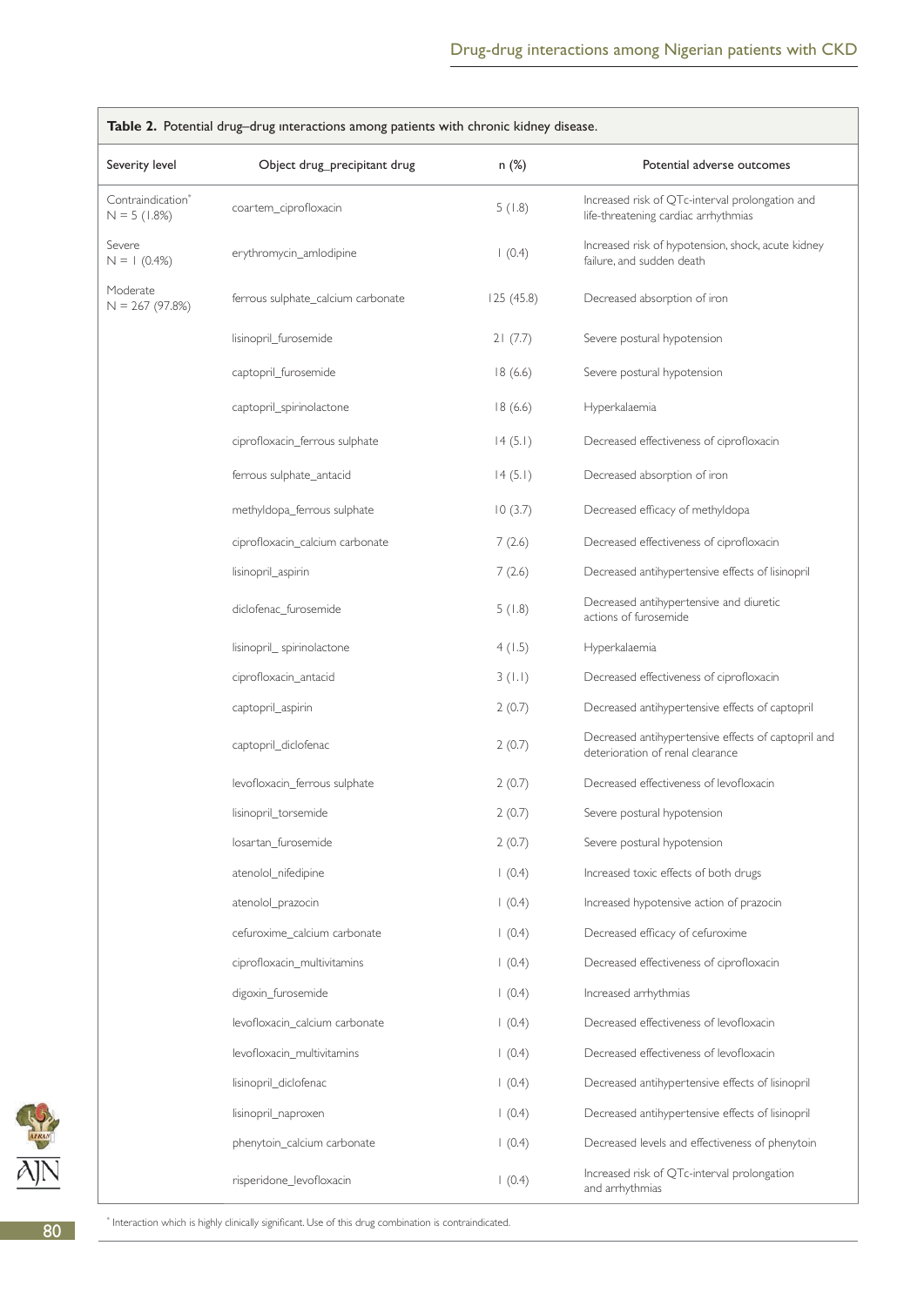**Table 2.** Potential drug–drug interactions among patients with chronic kidney disease.

| Severity level | Object drug_precipitant drug | n (%) | Potential adverse outcomes |
|---|---|---|---|
| Contraindication* N = 5 (1.8%) | coartem_ciprofloxacin | 5 (1.8) | Increased risk of QTc-interval prolongation and life-threatening cardiac arrhythmias |
| Severe N = 1 (0.4%) | erythromycin_amlodipine | 1 (0.4) | Increased risk of hypotension, shock, acute kidney failure, and sudden death |
| Moderate N = 267 (97.8%) | ferrous sulphate_calcium carbonate | 125 (45.8) | Decreased absorption of iron |
| | lisinopril_furosemide | 21 (7.7) | Severe postural hypotension |
| | captopril_furosemide | 18 (6.6) | Severe postural hypotension |
| | captopril_spirinolactone | 18 (6.6) | Hyperkalaemia |
| | ciprofloxacin_ferrous sulphate | 14 (5.1) | Decreased effectiveness of ciprofloxacin |
| | ferrous sulphate_antacid | 14 (5.1) | Decreased absorption of iron |
| | methyldopa_ferrous sulphate | 10 (3.7) | Decreased efficacy of methyldopa |
| | ciprofloxacin_calcium carbonate | 7 (2.6) | Decreased effectiveness of ciprofloxacin |
| | lisinopril_aspirin | 7 (2.6) | Decreased antihypertensive effects of lisinopril |
| | diclofenac_furosemide | 5 (1.8) | Decreased antihypertensive and diuretic actions of furosemide |
| | lisinopril_ spirinolactone | 4 (1.5) | Hyperkalaemia |
| | ciprofloxacin_antacid | 3 (1.1) | Decreased effectiveness of ciprofloxacin |
| | captopril_aspirin | 2 (0.7) | Decreased antihypertensive effects of captopril |
| | captopril_diclofenac | 2 (0.7) | Decreased antihypertensive effects of captopril and deterioration of renal clearance |
| | levofloxacin_ferrous sulphate | 2 (0.7) | Decreased effectiveness of levofloxacin |
| | lisinopril_torsemide | 2 (0.7) | Severe postural hypotension |
| | losartan_furosemide | 2 (0.7) | Severe postural hypotension |
| | atenolol_nifedipine | 1 (0.4) | Increased toxic effects of both drugs |
| | atenolol_prazocin | 1 (0.4) | Increased hypotensive action of prazocin |
| | cefuroxime_calcium carbonate | 1 (0.4) | Decreased efficacy of cefuroxime |
| | ciprofloxacin_multivitamins | 1 (0.4) | Decreased effectiveness of ciprofloxacin |
| | digoxin_furosemide | 1 (0.4) | Increased arrhythmias |
| | levofloxacin_calcium carbonate | 1 (0.4) | Decreased effectiveness of levofloxacin |
| | levofloxacin_multivitamins | 1 (0.4) | Decreased effectiveness of levofloxacin |
| | lisinopril_diclofenac | 1 (0.4) | Decreased antihypertensive effects of lisinopril |
| | lisinopril_naproxen | 1 (0.4) | Decreased antihypertensive effects of lisinopril |
| | phenytoin_calcium carbonate | 1 (0.4) | Decreased levels and effectiveness of phenytoin |
| | risperidone_levofloxacin | 1 (0.4) | Increased risk of QTc-interval prolongation and arrhythmias |

* Interaction which is highly clinically significant. Use of this drug combination is contraindicated.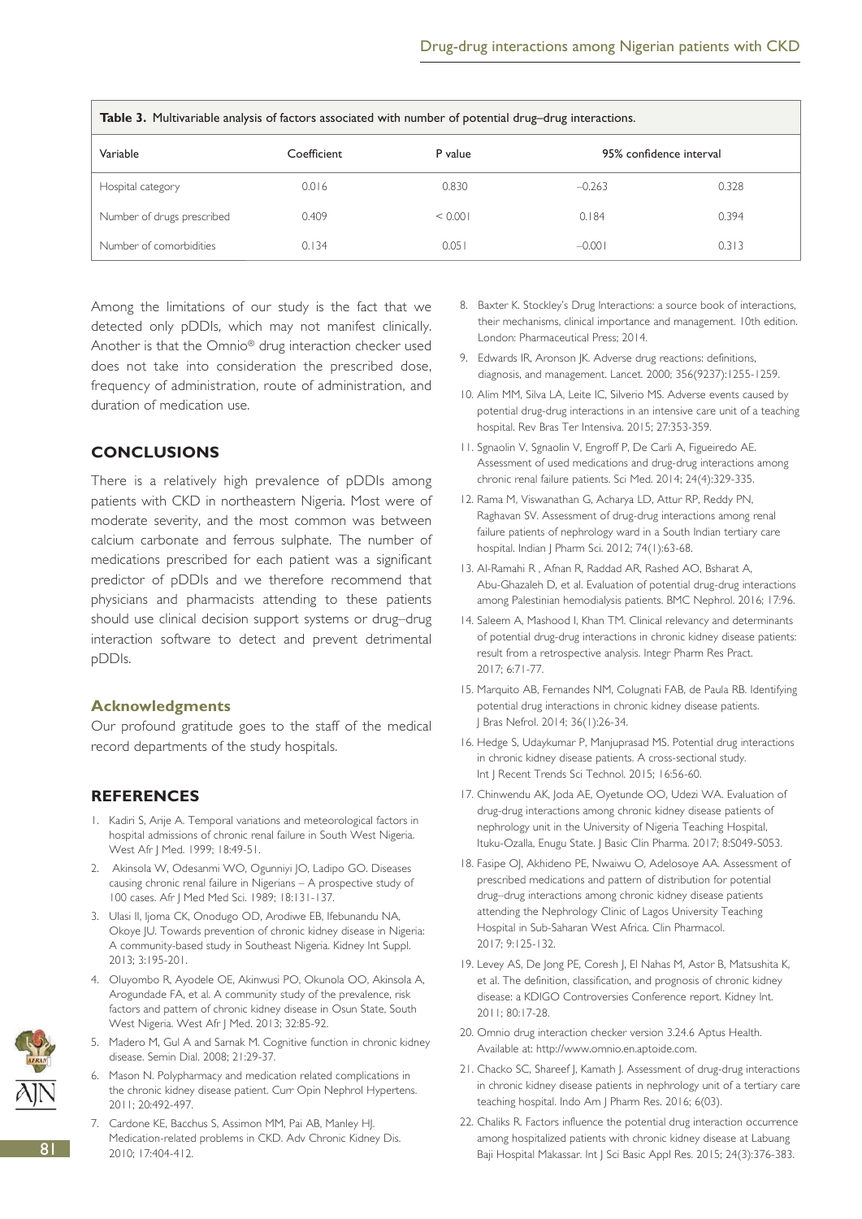**Table 3.** Multivariable analysis of factors associated with number of potential drug–drug interactions.

| Variable | Coefficient | P value | 95% confidence interval | |
|---|---|---|---|---|
| Hospital category | 0.016 | 0.830 | −0.263 | 0.328 |
| Number of drugs prescribed | 0.409 | < 0.001 | 0.184 | 0.394 |
| Number of comorbidities | 0.134 | 0.051 | −0.001 | 0.313 |

Among the limitations of our study is the fact that we detected only pDDIs, which may not manifest clinically. Another is that the Omnio® drug interaction checker used does not take into consideration the prescribed dose, frequency of administration, route of administration, and duration of medication use.

## CONCLUSIONS

There is a relatively high prevalence of pDDIs among patients with CKD in northeastern Nigeria. Most were of moderate severity, and the most common was between calcium carbonate and ferrous sulphate. The number of medications prescribed for each patient was a significant predictor of pDDIs and we therefore recommend that physicians and pharmacists attending to these patients should use clinical decision support systems or drug–drug interaction software to detect and prevent detrimental pDDIs.

### Acknowledgments

Our profound gratitude goes to the staff of the medical record departments of the study hospitals.

## REFERENCES

1. Kadiri S, Arije A. Temporal variations and meteorological factors in hospital admissions of chronic renal failure in South West Nigeria. West Afr J Med. 1999; 18:49-51.
2. Akinsola W, Odesanmi WO, Ogunniyi JO, Ladipo GO. Diseases causing chronic renal failure in Nigerians – A prospective study of 100 cases. Afr J Med Med Sci. 1989; 18:131-137.
3. Ulasi II, Ijoma CK, Onodugo OD, Arodiwe EB, Ifebunandu NA, Okoye JU. Towards prevention of chronic kidney disease in Nigeria: A community-based study in Southeast Nigeria. Kidney Int Suppl. 2013; 3:195-201.
4. Oluyombo R, Ayodele OE, Akinwusi PO, Okunola OO, Akinsola A, Arogundade FA, et al. A community study of the prevalence, risk factors and pattern of chronic kidney disease in Osun State, South West Nigeria. West Afr J Med. 2013; 32:85-92.
5. Madero M, Gul A and Sarnak M. Cognitive function in chronic kidney disease. Semin Dial. 2008; 21:29-37.
6. Mason N. Polypharmacy and medication related complications in the chronic kidney disease patient. Curr Opin Nephrol Hypertens. 2011; 20:492-497.
7. Cardone KE, Bacchus S, Assimon MM, Pai AB, Manley HJ. Medication-related problems in CKD. Adv Chronic Kidney Dis. 2010; 17:404-412.
8. Baxter K. Stockley's Drug Interactions: a source book of interactions, their mechanisms, clinical importance and management. 10th edition. London: Pharmaceutical Press; 2014.
9. Edwards IR, Aronson JK. Adverse drug reactions: definitions, diagnosis, and management. Lancet. 2000; 356(9237):1255-1259.
10. Alim MM, Silva LA, Leite IC, Silverio MS. Adverse events caused by potential drug-drug interactions in an intensive care unit of a teaching hospital. Rev Bras Ter Intensiva. 2015; 27:353-359.
11. Sgnaolin V, Sgnaolin V, Engroff P, De Carli A, Figueiredo AE. Assessment of used medications and drug-drug interactions among chronic renal failure patients. Sci Med. 2014; 24(4):329-335.
12. Rama M, Viswanathan G, Acharya LD, Attur RP, Reddy PN, Raghavan SV. Assessment of drug-drug interactions among renal failure patients of nephrology ward in a South Indian tertiary care hospital. Indian J Pharm Sci. 2012; 74(1):63-68.
13. Al-Ramahi R , Afnan R, Raddad AR, Rashed AO, Bsharat A, Abu-Ghazaleh D, et al. Evaluation of potential drug-drug interactions among Palestinian hemodialysis patients. BMC Nephrol. 2016; 17:96.
14. Saleem A, Mashood I, Khan TM. Clinical relevancy and determinants of potential drug-drug interactions in chronic kidney disease patients: result from a retrospective analysis. Integr Pharm Res Pract. 2017; 6:71-77.
15. Marquito AB, Fernandes NM, Colugnati FAB, de Paula RB. Identifying potential drug interactions in chronic kidney disease patients. J Bras Nefrol. 2014; 36(1):26-34.
16. Hedge S, Udaykumar P, Manjuprasad MS. Potential drug interactions in chronic kidney disease patients. A cross-sectional study. Int J Recent Trends Sci Technol. 2015; 16:56-60.
17. Chinwendu AK, Joda AE, Oyetunde OO, Udezi WA. Evaluation of drug-drug interactions among chronic kidney disease patients of nephrology unit in the University of Nigeria Teaching Hospital, Ituku-Ozalla, Enugu State. J Basic Clin Pharma. 2017; 8:S049-S053.
18. Fasipe OJ, Akhideno PE, Nwaiwu O, Adelosoye AA. Assessment of prescribed medications and pattern of distribution for potential drug–drug interactions among chronic kidney disease patients attending the Nephrology Clinic of Lagos University Teaching Hospital in Sub-Saharan West Africa. Clin Pharmacol. 2017; 9:125-132.
19. Levey AS, De Jong PE, Coresh J, El Nahas M, Astor B, Matsushita K, et al. The definition, classification, and prognosis of chronic kidney disease: a KDIGO Controversies Conference report. Kidney Int. 2011; 80:17-28.
20. Omnio drug interaction checker version 3.24.6 Aptus Health. Available at: http://www.omnio.en.aptoide.com.
21. Chacko SC, Shareef J, Kamath J. Assessment of drug-drug interactions in chronic kidney disease patients in nephrology unit of a tertiary care teaching hospital. Indo Am J Pharm Res. 2016; 6(03).
22. Chaliks R. Factors influence the potential drug interaction occurrence among hospitalized patients with chronic kidney disease at Labuang Baji Hospital Makassar. Int J Sci Basic Appl Res. 2015; 24(3):376-383.